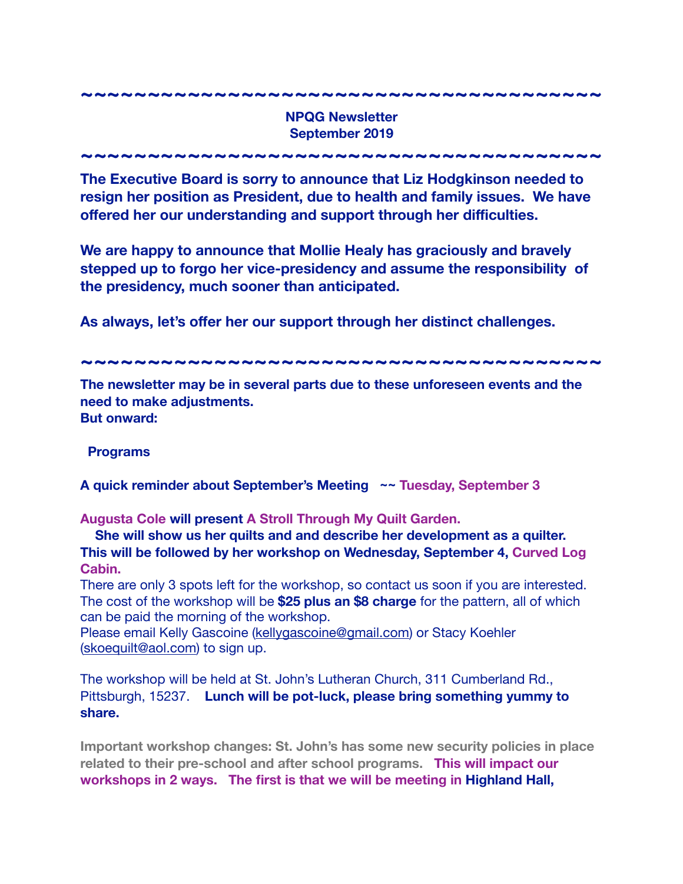~~~~~~~~~~~~~~~~~~~~~~~~~~~~~~~~~~~~~~~~

**NPQG Newsletter**
**September 2019**

~~~~~~~~~~~~~~~~~~~~~~~~~~~~~~~~~~~~~~~~

**The Executive Board is sorry to announce that Liz Hodgkinson needed to resign her position as President, due to health and family issues. We have offered her our understanding and support through her difficulties.**

**We are happy to announce that Mollie Healy has graciously and bravely stepped up to forgo her vice-presidency and assume the responsibility of the presidency, much sooner than anticipated.**

**As always, let's offer her our support through her distinct challenges.**

~~~~~~~~~~~~~~~~~~~~~~~~~~~~~~~~~~~~~~~~

**The newsletter may be in several parts due to these unforeseen events and the need to make adjustments.**
**But onward:**

**Programs**

**A quick reminder about September's Meeting ~~ Tuesday, September 3**

**Augusta Cole will present A Stroll Through My Quilt Garden.**
**She will show us her quilts and and describe her development as a quilter. This will be followed by her workshop on Wednesday, September 4, Curved Log Cabin.**
There are only 3 spots left for the workshop, so contact us soon if you are interested. The cost of the workshop will be **$25 plus an $8 charge** for the pattern, all of which can be paid the morning of the workshop.
Please email Kelly Gascoine (kellygascoine@gmail.com) or Stacy Koehler (skoequilt@aol.com) to sign up.

The workshop will be held at St. John's Lutheran Church, 311 Cumberland Rd., Pittsburgh, 15237. **Lunch will be pot-luck, please bring something yummy to share.**

**Important workshop changes: St. John's has some new security policies in place related to their pre-school and after school programs. This will impact our workshops in 2 ways. The first is that we will be meeting in Highland Hall,**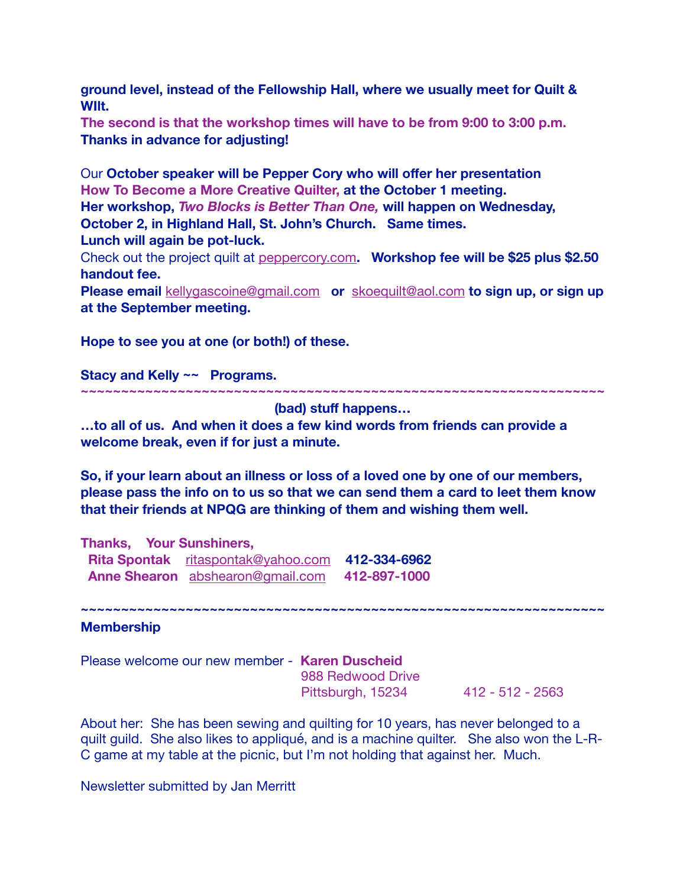**ground level, instead of the Fellowship Hall, where we usually meet for Quilt & WIlt.**

**The second is that the workshop times will have to be from 9:00 to 3:00 p.m.**

**Thanks in advance for adjusting!**

Our **October speaker will be Pepper Cory who will offer her presentation How To Become a More Creative Quilter, at the October 1 meeting.**

**Her workshop, *Two Blocks is Better Than One,* will happen on Wednesday, October 2, in Highland Hall, St. John's Church. Same times.**

**Lunch will again be pot-luck.**

Check out the project quilt at peppercory.com**. Workshop fee will be $25 plus $2.50 handout fee.**

**Please email** kellygascoine@gmail.com **or** skoequilt@aol.com **to sign up, or sign up at the September meeting.**

**Hope to see you at one (or both!) of these.**

**Stacy and Kelly ~~ Programs.**

~~~~~~~~~~~~~~~~~~~~~~~~~~~~~~~~~~~~~~~~~~~~~~~~~~~~~~~~~~~~~~~~~~~~

**(bad) stuff happens…**

**…to all of us. And when it does a few kind words from friends can provide a welcome break, even if for just a minute.**

**So, if your learn about an illness or loss of a loved one by one of our members, please pass the info on to us so that we can send them a card to leet them know that their friends at NPQG are thinking of them and wishing them well.**

**Thanks, Your Sunshiners,**

**Rita Spontak** ritaspontak@yahoo.com **412-334-6962**

**Anne Shearon** abshearon@gmail.com **412-897-1000**

~~~~~~~~~~~~~~~~~~~~~~~~~~~~~~~~~~~~~~~~~~~~~~~~~~~~~~~~~~~~~~~~~~~~

**Membership**

Please welcome our new member - **Karen Duscheid**
988 Redwood Drive
Pittsburgh, 15234 412 - 512 - 2563

About her: She has been sewing and quilting for 10 years, has never belonged to a quilt guild. She also likes to appliqué, and is a machine quilter. She also won the L-R-C game at my table at the picnic, but I'm not holding that against her. Much.

Newsletter submitted by Jan Merritt